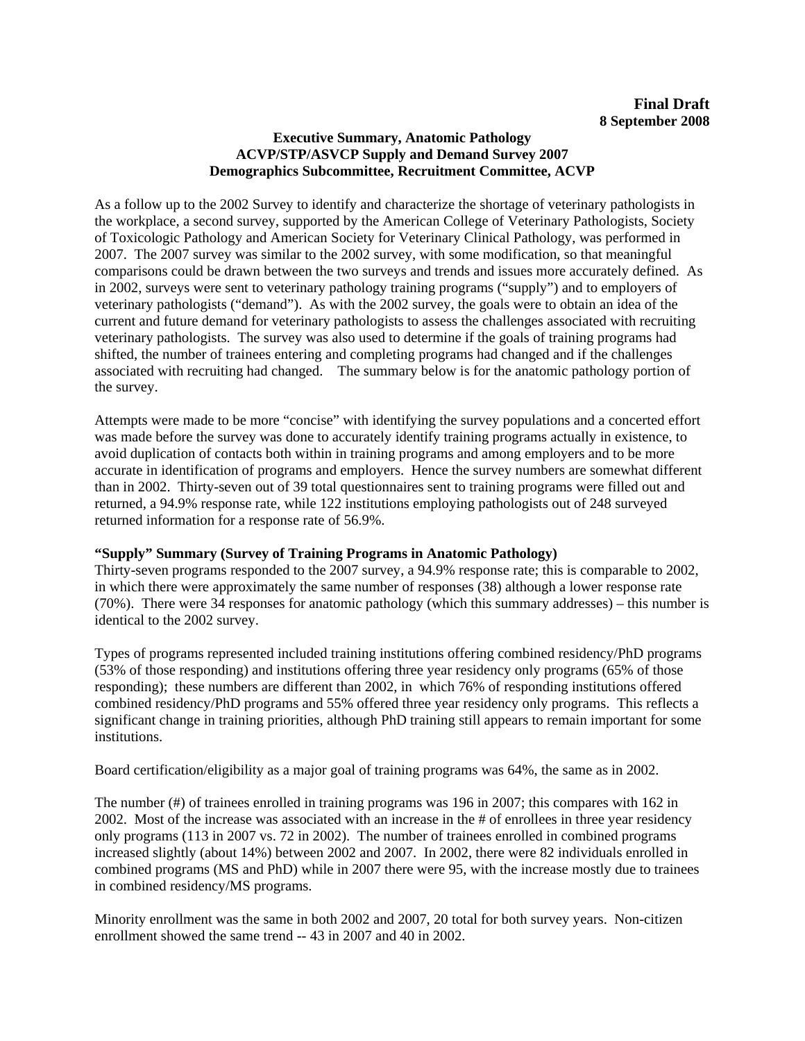**Final Draft**
**8 September 2008**

**Executive Summary, Anatomic Pathology**
**ACVP/STP/ASVCP Supply and Demand Survey 2007**
**Demographics Subcommittee, Recruitment Committee, ACVP**

As a follow up to the 2002 Survey to identify and characterize the shortage of veterinary pathologists in the workplace, a second survey, supported by the American College of Veterinary Pathologists, Society of Toxicologic Pathology and American Society for Veterinary Clinical Pathology, was performed in 2007. The 2007 survey was similar to the 2002 survey, with some modification, so that meaningful comparisons could be drawn between the two surveys and trends and issues more accurately defined. As in 2002, surveys were sent to veterinary pathology training programs ("supply") and to employers of veterinary pathologists ("demand"). As with the 2002 survey, the goals were to obtain an idea of the current and future demand for veterinary pathologists to assess the challenges associated with recruiting veterinary pathologists. The survey was also used to determine if the goals of training programs had shifted, the number of trainees entering and completing programs had changed and if the challenges associated with recruiting had changed. The summary below is for the anatomic pathology portion of the survey.

Attempts were made to be more "concise" with identifying the survey populations and a concerted effort was made before the survey was done to accurately identify training programs actually in existence, to avoid duplication of contacts both within in training programs and among employers and to be more accurate in identification of programs and employers. Hence the survey numbers are somewhat different than in 2002. Thirty-seven out of 39 total questionnaires sent to training programs were filled out and returned, a 94.9% response rate, while 122 institutions employing pathologists out of 248 surveyed returned information for a response rate of 56.9%.

**"Supply" Summary (Survey of Training Programs in Anatomic Pathology)**
Thirty-seven programs responded to the 2007 survey, a 94.9% response rate; this is comparable to 2002, in which there were approximately the same number of responses (38) although a lower response rate (70%). There were 34 responses for anatomic pathology (which this summary addresses) – this number is identical to the 2002 survey.

Types of programs represented included training institutions offering combined residency/PhD programs (53% of those responding) and institutions offering three year residency only programs (65% of those responding); these numbers are different than 2002, in which 76% of responding institutions offered combined residency/PhD programs and 55% offered three year residency only programs. This reflects a significant change in training priorities, although PhD training still appears to remain important for some institutions.

Board certification/eligibility as a major goal of training programs was 64%, the same as in 2002.

The number (#) of trainees enrolled in training programs was 196 in 2007; this compares with 162 in 2002. Most of the increase was associated with an increase in the # of enrollees in three year residency only programs (113 in 2007 vs. 72 in 2002). The number of trainees enrolled in combined programs increased slightly (about 14%) between 2002 and 2007. In 2002, there were 82 individuals enrolled in combined programs (MS and PhD) while in 2007 there were 95, with the increase mostly due to trainees in combined residency/MS programs.

Minority enrollment was the same in both 2002 and 2007, 20 total for both survey years. Non-citizen enrollment showed the same trend -- 43 in 2007 and 40 in 2002.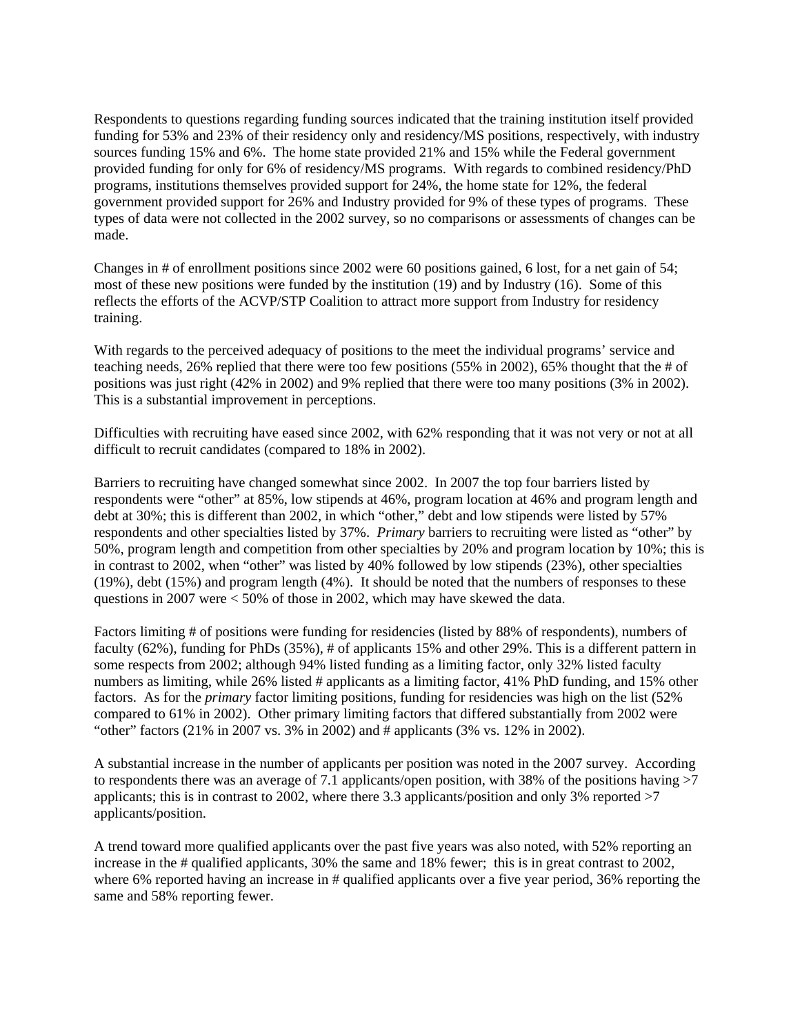Respondents to questions regarding funding sources indicated that the training institution itself provided funding for 53% and 23% of their residency only and residency/MS positions, respectively, with industry sources funding 15% and 6%. The home state provided 21% and 15% while the Federal government provided funding for only for 6% of residency/MS programs. With regards to combined residency/PhD programs, institutions themselves provided support for 24%, the home state for 12%, the federal government provided support for 26% and Industry provided for 9% of these types of programs. These types of data were not collected in the 2002 survey, so no comparisons or assessments of changes can be made.

Changes in # of enrollment positions since 2002 were 60 positions gained, 6 lost, for a net gain of 54; most of these new positions were funded by the institution (19) and by Industry (16). Some of this reflects the efforts of the ACVP/STP Coalition to attract more support from Industry for residency training.

With regards to the perceived adequacy of positions to the meet the individual programs' service and teaching needs, 26% replied that there were too few positions (55% in 2002), 65% thought that the # of positions was just right (42% in 2002) and 9% replied that there were too many positions (3% in 2002). This is a substantial improvement in perceptions.

Difficulties with recruiting have eased since 2002, with 62% responding that it was not very or not at all difficult to recruit candidates (compared to 18% in 2002).

Barriers to recruiting have changed somewhat since 2002. In 2007 the top four barriers listed by respondents were "other" at 85%, low stipends at 46%, program location at 46% and program length and debt at 30%; this is different than 2002, in which "other," debt and low stipends were listed by 57% respondents and other specialties listed by 37%. *Primary* barriers to recruiting were listed as "other" by 50%, program length and competition from other specialties by 20% and program location by 10%; this is in contrast to 2002, when "other" was listed by 40% followed by low stipends (23%), other specialties (19%), debt (15%) and program length (4%). It should be noted that the numbers of responses to these questions in 2007 were < 50% of those in 2002, which may have skewed the data.

Factors limiting # of positions were funding for residencies (listed by 88% of respondents), numbers of faculty (62%), funding for PhDs (35%), # of applicants 15% and other 29%. This is a different pattern in some respects from 2002; although 94% listed funding as a limiting factor, only 32% listed faculty numbers as limiting, while 26% listed # applicants as a limiting factor, 41% PhD funding, and 15% other factors. As for the *primary* factor limiting positions, funding for residencies was high on the list (52% compared to 61% in 2002). Other primary limiting factors that differed substantially from 2002 were "other" factors (21% in 2007 vs. 3% in 2002) and # applicants (3% vs. 12% in 2002).

A substantial increase in the number of applicants per position was noted in the 2007 survey. According to respondents there was an average of 7.1 applicants/open position, with 38% of the positions having >7 applicants; this is in contrast to 2002, where there 3.3 applicants/position and only 3% reported >7 applicants/position.

A trend toward more qualified applicants over the past five years was also noted, with 52% reporting an increase in the # qualified applicants, 30% the same and 18% fewer; this is in great contrast to 2002, where 6% reported having an increase in # qualified applicants over a five year period, 36% reporting the same and 58% reporting fewer.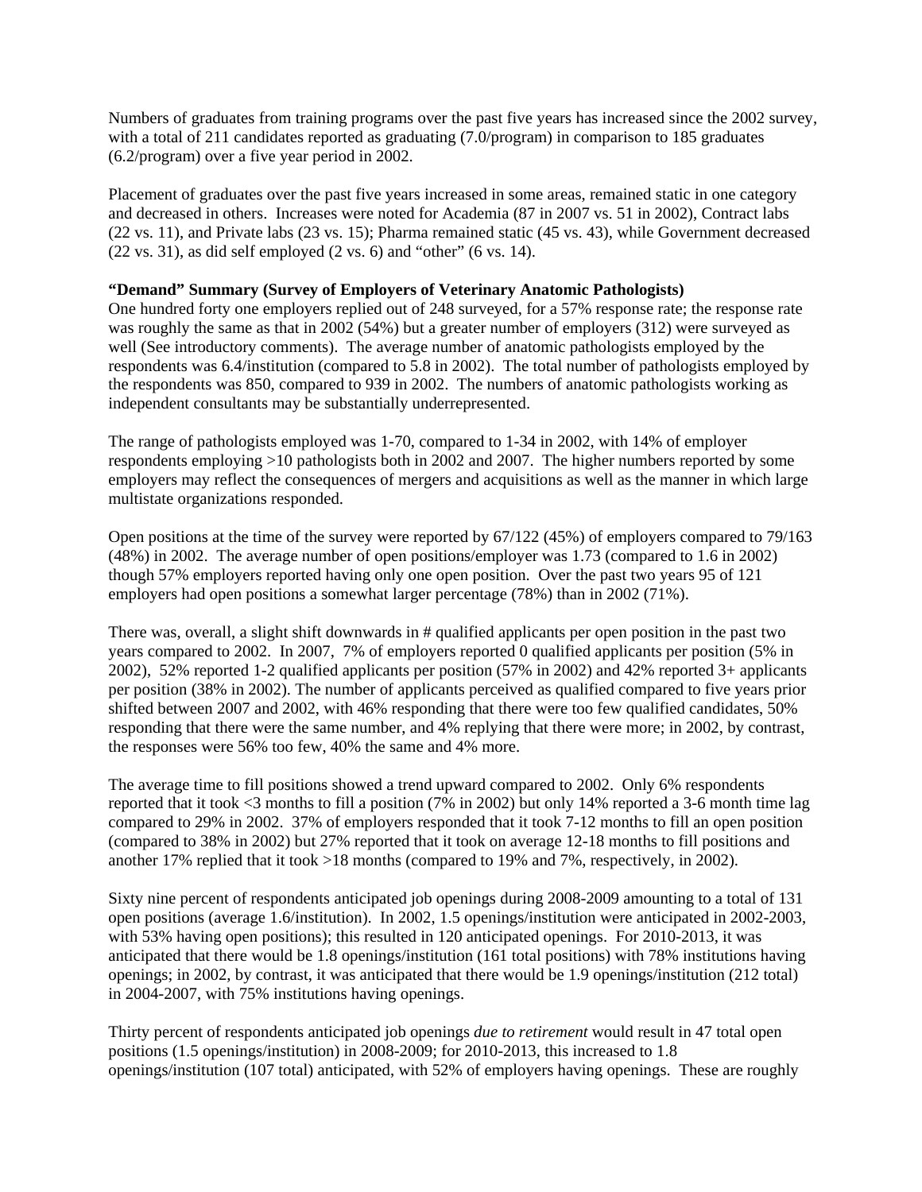Numbers of graduates from training programs over the past five years has increased since the 2002 survey, with a total of 211 candidates reported as graduating (7.0/program) in comparison to 185 graduates (6.2/program) over a five year period in 2002.

Placement of graduates over the past five years increased in some areas, remained static in one category and decreased in others. Increases were noted for Academia (87 in 2007 vs. 51 in 2002), Contract labs (22 vs. 11), and Private labs (23 vs. 15); Pharma remained static (45 vs. 43), while Government decreased (22 vs. 31), as did self employed (2 vs. 6) and "other" (6 vs. 14).

**"Demand" Summary (Survey of Employers of Veterinary Anatomic Pathologists)**

One hundred forty one employers replied out of 248 surveyed, for a 57% response rate; the response rate was roughly the same as that in 2002 (54%) but a greater number of employers (312) were surveyed as well (See introductory comments). The average number of anatomic pathologists employed by the respondents was 6.4/institution (compared to 5.8 in 2002). The total number of pathologists employed by the respondents was 850, compared to 939 in 2002. The numbers of anatomic pathologists working as independent consultants may be substantially underrepresented.

The range of pathologists employed was 1-70, compared to 1-34 in 2002, with 14% of employer respondents employing >10 pathologists both in 2002 and 2007. The higher numbers reported by some employers may reflect the consequences of mergers and acquisitions as well as the manner in which large multistate organizations responded.

Open positions at the time of the survey were reported by 67/122 (45%) of employers compared to 79/163 (48%) in 2002. The average number of open positions/employer was 1.73 (compared to 1.6 in 2002) though 57% employers reported having only one open position. Over the past two years 95 of 121 employers had open positions a somewhat larger percentage (78%) than in 2002 (71%).

There was, overall, a slight shift downwards in # qualified applicants per open position in the past two years compared to 2002. In 2007, 7% of employers reported 0 qualified applicants per position (5% in 2002), 52% reported 1-2 qualified applicants per position (57% in 2002) and 42% reported 3+ applicants per position (38% in 2002). The number of applicants perceived as qualified compared to five years prior shifted between 2007 and 2002, with 46% responding that there were too few qualified candidates, 50% responding that there were the same number, and 4% replying that there were more; in 2002, by contrast, the responses were 56% too few, 40% the same and 4% more.

The average time to fill positions showed a trend upward compared to 2002. Only 6% respondents reported that it took <3 months to fill a position (7% in 2002) but only 14% reported a 3-6 month time lag compared to 29% in 2002. 37% of employers responded that it took 7-12 months to fill an open position (compared to 38% in 2002) but 27% reported that it took on average 12-18 months to fill positions and another 17% replied that it took >18 months (compared to 19% and 7%, respectively, in 2002).

Sixty nine percent of respondents anticipated job openings during 2008-2009 amounting to a total of 131 open positions (average 1.6/institution). In 2002, 1.5 openings/institution were anticipated in 2002-2003, with 53% having open positions); this resulted in 120 anticipated openings. For 2010-2013, it was anticipated that there would be 1.8 openings/institution (161 total positions) with 78% institutions having openings; in 2002, by contrast, it was anticipated that there would be 1.9 openings/institution (212 total) in 2004-2007, with 75% institutions having openings.

Thirty percent of respondents anticipated job openings *due to retirement* would result in 47 total open positions (1.5 openings/institution) in 2008-2009; for 2010-2013, this increased to 1.8 openings/institution (107 total) anticipated, with 52% of employers having openings. These are roughly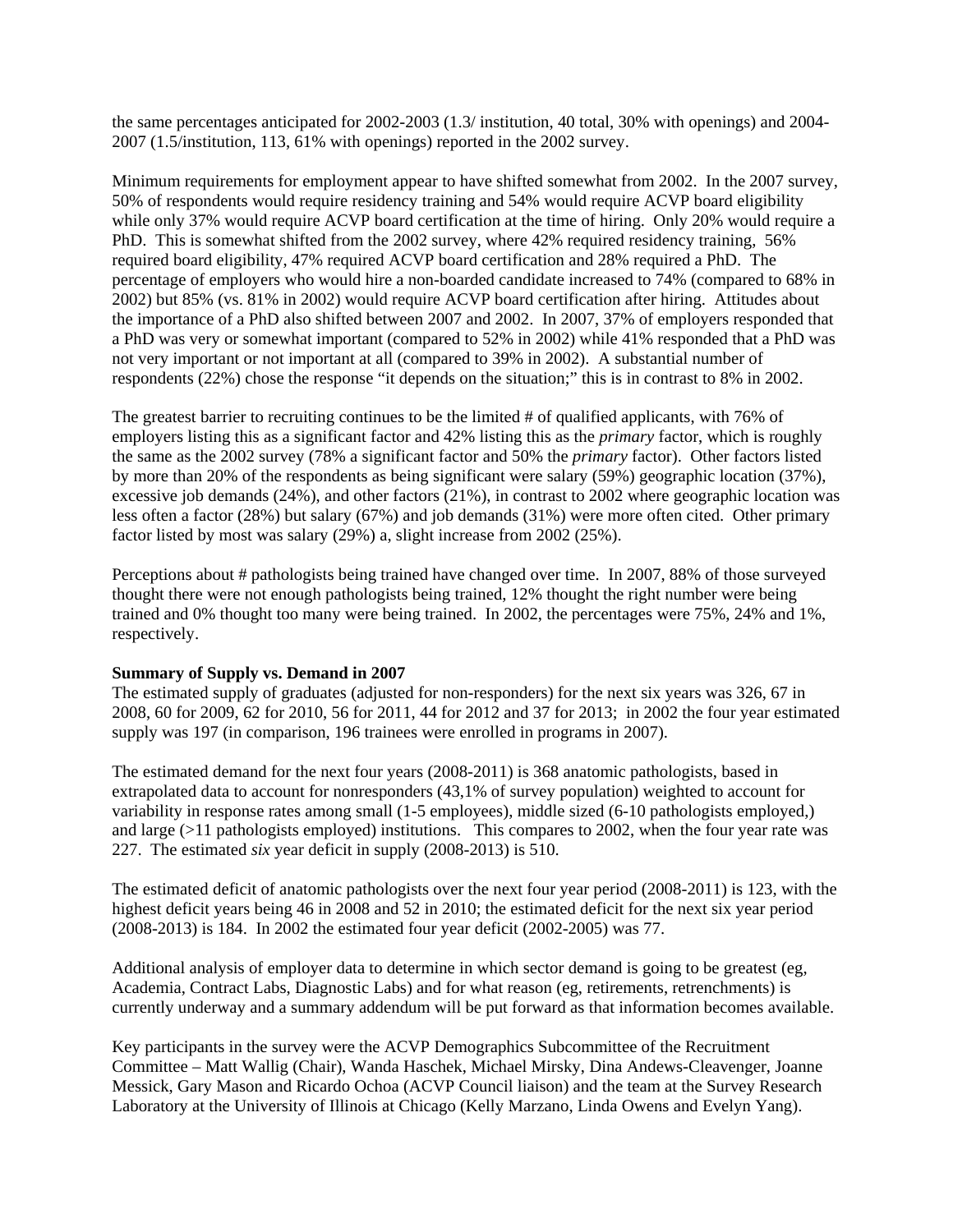the same percentages anticipated for 2002-2003 (1.3/ institution, 40 total, 30% with openings) and 2004-2007 (1.5/institution, 113, 61% with openings) reported in the 2002 survey.

Minimum requirements for employment appear to have shifted somewhat from 2002. In the 2007 survey, 50% of respondents would require residency training and 54% would require ACVP board eligibility while only 37% would require ACVP board certification at the time of hiring. Only 20% would require a PhD. This is somewhat shifted from the 2002 survey, where 42% required residency training, 56% required board eligibility, 47% required ACVP board certification and 28% required a PhD. The percentage of employers who would hire a non-boarded candidate increased to 74% (compared to 68% in 2002) but 85% (vs. 81% in 2002) would require ACVP board certification after hiring. Attitudes about the importance of a PhD also shifted between 2007 and 2002. In 2007, 37% of employers responded that a PhD was very or somewhat important (compared to 52% in 2002) while 41% responded that a PhD was not very important or not important at all (compared to 39% in 2002). A substantial number of respondents (22%) chose the response "it depends on the situation;" this is in contrast to 8% in 2002.

The greatest barrier to recruiting continues to be the limited # of qualified applicants, with 76% of employers listing this as a significant factor and 42% listing this as the *primary* factor, which is roughly the same as the 2002 survey (78% a significant factor and 50% the *primary* factor). Other factors listed by more than 20% of the respondents as being significant were salary (59%) geographic location (37%), excessive job demands (24%), and other factors (21%), in contrast to 2002 where geographic location was less often a factor (28%) but salary (67%) and job demands (31%) were more often cited. Other primary factor listed by most was salary (29%) a, slight increase from 2002 (25%).

Perceptions about # pathologists being trained have changed over time. In 2007, 88% of those surveyed thought there were not enough pathologists being trained, 12% thought the right number were being trained and 0% thought too many were being trained. In 2002, the percentages were 75%, 24% and 1%, respectively.

**Summary of Supply vs. Demand in 2007**

The estimated supply of graduates (adjusted for non-responders) for the next six years was 326, 67 in 2008, 60 for 2009, 62 for 2010, 56 for 2011, 44 for 2012 and 37 for 2013; in 2002 the four year estimated supply was 197 (in comparison, 196 trainees were enrolled in programs in 2007).

The estimated demand for the next four years (2008-2011) is 368 anatomic pathologists, based in extrapolated data to account for nonresponders (43,1% of survey population) weighted to account for variability in response rates among small (1-5 employees), middle sized (6-10 pathologists employed,) and large (>11 pathologists employed) institutions. This compares to 2002, when the four year rate was 227. The estimated *six* year deficit in supply (2008-2013) is 510.

The estimated deficit of anatomic pathologists over the next four year period (2008-2011) is 123, with the highest deficit years being 46 in 2008 and 52 in 2010; the estimated deficit for the next six year period (2008-2013) is 184. In 2002 the estimated four year deficit (2002-2005) was 77.

Additional analysis of employer data to determine in which sector demand is going to be greatest (eg, Academia, Contract Labs, Diagnostic Labs) and for what reason (eg, retirements, retrenchments) is currently underway and a summary addendum will be put forward as that information becomes available.

Key participants in the survey were the ACVP Demographics Subcommittee of the Recruitment Committee – Matt Wallig (Chair), Wanda Haschek, Michael Mirsky, Dina Andews-Cleavenger, Joanne Messick, Gary Mason and Ricardo Ochoa (ACVP Council liaison) and the team at the Survey Research Laboratory at the University of Illinois at Chicago (Kelly Marzano, Linda Owens and Evelyn Yang).